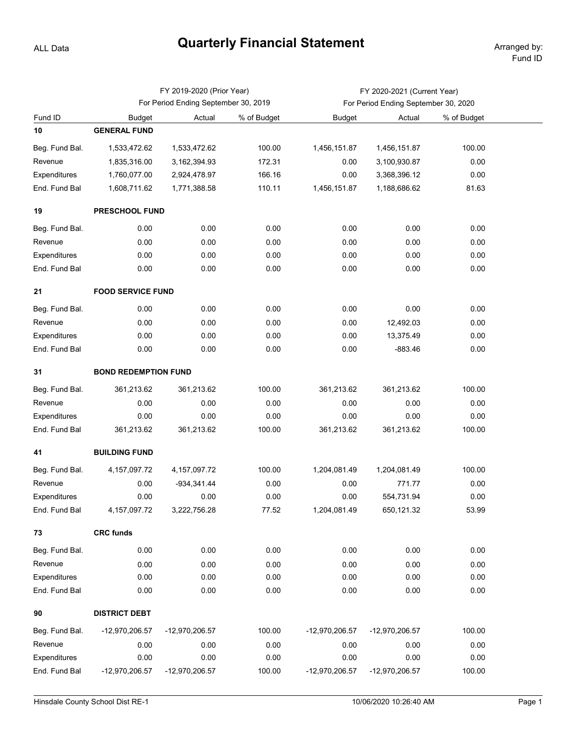ALL Data

# Quarterly Financial Statement

Arranged by: Fund ID

| | FY 2019-2020 (Prior Year) For Period Ending September 30, 2019 | | | FY 2020-2021 (Current Year) For Period Ending September 30, 2020 | | |
|---|---|---|---|---|---|---|
| Fund ID | Budget | Actual | % of Budget | Budget | Actual | % of Budget |
| **10** | **GENERAL FUND** | | | | | |
| Beg. Fund Bal. | 1,533,472.62 | 1,533,472.62 | 100.00 | 1,456,151.87 | 1,456,151.87 | 100.00 |
| Revenue | 1,835,316.00 | 3,162,394.93 | 172.31 | 0.00 | 3,100,930.87 | 0.00 |
| Expenditures | 1,760,077.00 | 2,924,478.97 | 166.16 | 0.00 | 3,368,396.12 | 0.00 |
| End. Fund Bal | 1,608,711.62 | 1,771,388.58 | 110.11 | 1,456,151.87 | 1,188,686.62 | 81.63 |
| **19** | **PRESCHOOL FUND** | | | | | |
| Beg. Fund Bal. | 0.00 | 0.00 | 0.00 | 0.00 | 0.00 | 0.00 |
| Revenue | 0.00 | 0.00 | 0.00 | 0.00 | 0.00 | 0.00 |
| Expenditures | 0.00 | 0.00 | 0.00 | 0.00 | 0.00 | 0.00 |
| End. Fund Bal | 0.00 | 0.00 | 0.00 | 0.00 | 0.00 | 0.00 |
| **21** | **FOOD SERVICE FUND** | | | | | |
| Beg. Fund Bal. | 0.00 | 0.00 | 0.00 | 0.00 | 0.00 | 0.00 |
| Revenue | 0.00 | 0.00 | 0.00 | 0.00 | 12,492.03 | 0.00 |
| Expenditures | 0.00 | 0.00 | 0.00 | 0.00 | 13,375.49 | 0.00 |
| End. Fund Bal | 0.00 | 0.00 | 0.00 | 0.00 | -883.46 | 0.00 |
| **31** | **BOND REDEMPTION FUND** | | | | | |
| Beg. Fund Bal. | 361,213.62 | 361,213.62 | 100.00 | 361,213.62 | 361,213.62 | 100.00 |
| Revenue | 0.00 | 0.00 | 0.00 | 0.00 | 0.00 | 0.00 |
| Expenditures | 0.00 | 0.00 | 0.00 | 0.00 | 0.00 | 0.00 |
| End. Fund Bal | 361,213.62 | 361,213.62 | 100.00 | 361,213.62 | 361,213.62 | 100.00 |
| **41** | **BUILDING FUND** | | | | | |
| Beg. Fund Bal. | 4,157,097.72 | 4,157,097.72 | 100.00 | 1,204,081.49 | 1,204,081.49 | 100.00 |
| Revenue | 0.00 | -934,341.44 | 0.00 | 0.00 | 771.77 | 0.00 |
| Expenditures | 0.00 | 0.00 | 0.00 | 0.00 | 554,731.94 | 0.00 |
| End. Fund Bal | 4,157,097.72 | 3,222,756.28 | 77.52 | 1,204,081.49 | 650,121.32 | 53.99 |
| **73** | **CRC funds** | | | | | |
| Beg. Fund Bal. | 0.00 | 0.00 | 0.00 | 0.00 | 0.00 | 0.00 |
| Revenue | 0.00 | 0.00 | 0.00 | 0.00 | 0.00 | 0.00 |
| Expenditures | 0.00 | 0.00 | 0.00 | 0.00 | 0.00 | 0.00 |
| End. Fund Bal | 0.00 | 0.00 | 0.00 | 0.00 | 0.00 | 0.00 |
| **90** | **DISTRICT DEBT** | | | | | |
| Beg. Fund Bal. | -12,970,206.57 | -12,970,206.57 | 100.00 | -12,970,206.57 | -12,970,206.57 | 100.00 |
| Revenue | 0.00 | 0.00 | 0.00 | 0.00 | 0.00 | 0.00 |
| Expenditures | 0.00 | 0.00 | 0.00 | 0.00 | 0.00 | 0.00 |
| End. Fund Bal | -12,970,206.57 | -12,970,206.57 | 100.00 | -12,970,206.57 | -12,970,206.57 | 100.00 |

Hinsdale County School Dist RE-1 10/06/2020 10:26:40 AM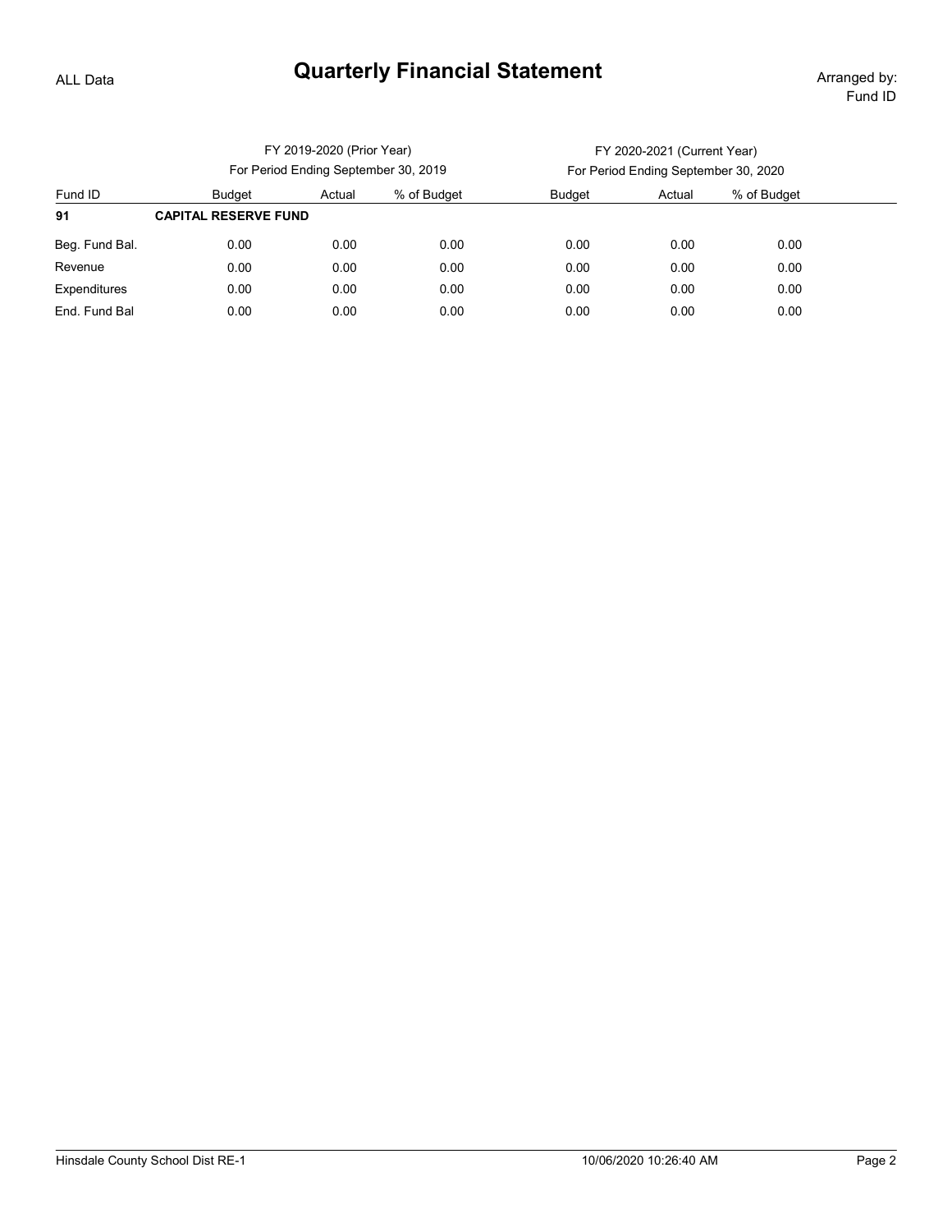ALL Data

# Quarterly Financial Statement

Arranged by: Fund ID

| | FY 2019-2020 (Prior Year) For Period Ending September 30, 2019 | | | FY 2020-2021 (Current Year) For Period Ending September 30, 2020 | | |
|---|---|---|---|---|---|---|
| Fund ID | Budget | Actual | % of Budget | Budget | Actual | % of Budget |
| **91** | **CAPITAL RESERVE FUND** | | | | | |
| Beg. Fund Bal. | 0.00 | 0.00 | 0.00 | 0.00 | 0.00 | 0.00 |
| Revenue | 0.00 | 0.00 | 0.00 | 0.00 | 0.00 | 0.00 |
| Expenditures | 0.00 | 0.00 | 0.00 | 0.00 | 0.00 | 0.00 |
| End. Fund Bal | 0.00 | 0.00 | 0.00 | 0.00 | 0.00 | 0.00 |

Hinsdale County School Dist RE-1 10/06/2020 10:26:40 AM